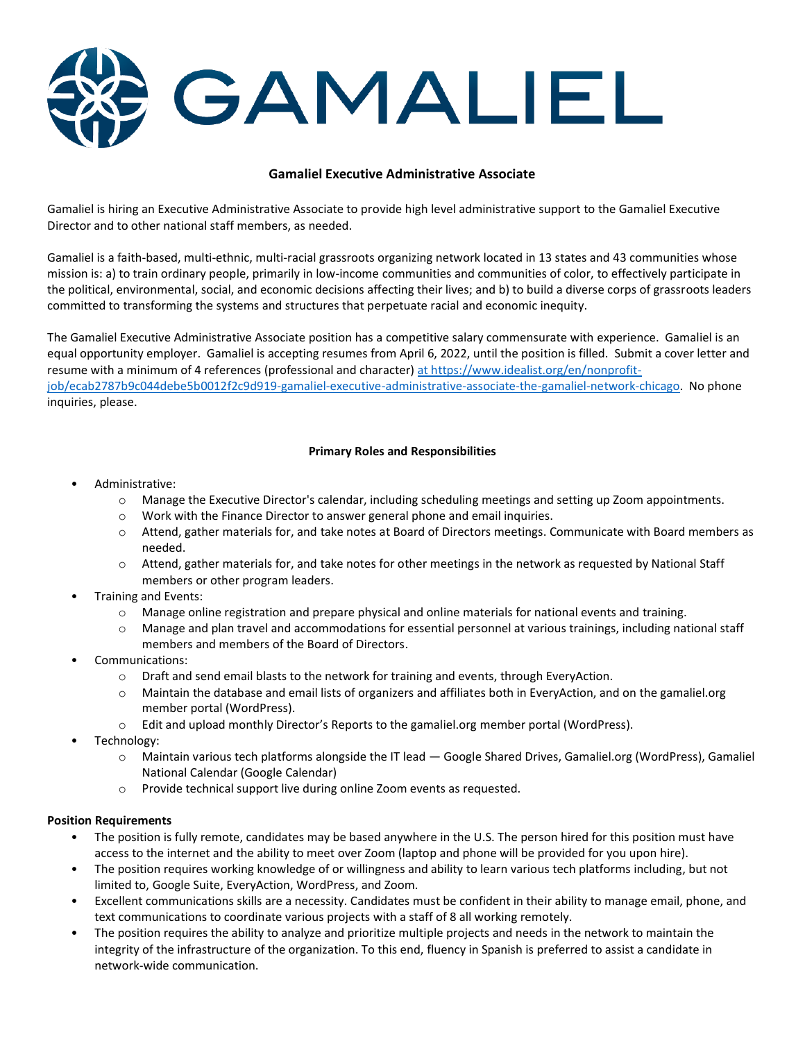# GAMALIEL

## Gamaliel Executive Administrative Associate

Gamaliel is hiring an Executive Administrative Associate to provide high level administrative support to the Gamaliel Executive Director and to other national staff members, as needed.

Gamaliel is a faith-based, multi-ethnic, multi-racial grassroots organizing network located in 13 states and 43 communities whose mission is: a) to train ordinary people, primarily in low-income communities and communities of color, to effectively participate in the political, environmental, social, and economic decisions affecting their lives; and b) to build a diverse corps of grassroots leaders committed to transforming the systems and structures that perpetuate racial and economic inequity.

The Gamaliel Executive Administrative Associate position has a competitive salary commensurate with experience. Gamaliel is an equal opportunity employer. Gamaliel is accepting resumes from April 6, 2022, until the position is filled. Submit a cover letter and resume with a minimum of 4 references (professional and character) [at https://www.idealist.org/en/nonprofit-job/ecab2787b9c044debe5b0012f2c9d919-gamaliel-executive-administrative-associate-the-gamaliel-network-chicago](https://www.idealist.org/en/nonprofit-job/ecab2787b9c044debe5b0012f2c9d919-gamaliel-executive-administrative-associate-the-gamaliel-network-chicago). No phone inquiries, please.

### Primary Roles and Responsibilities

- Administrative:
  - Manage the Executive Director's calendar, including scheduling meetings and setting up Zoom appointments.
  - Work with the Finance Director to answer general phone and email inquiries.
  - Attend, gather materials for, and take notes at Board of Directors meetings. Communicate with Board members as needed.
  - Attend, gather materials for, and take notes for other meetings in the network as requested by National Staff members or other program leaders.
- Training and Events:
  - Manage online registration and prepare physical and online materials for national events and training.
  - Manage and plan travel and accommodations for essential personnel at various trainings, including national staff members and members of the Board of Directors.
- Communications:
  - Draft and send email blasts to the network for training and events, through EveryAction.
  - Maintain the database and email lists of organizers and affiliates both in EveryAction, and on the gamaliel.org member portal (WordPress).
  - Edit and upload monthly Director's Reports to the gamaliel.org member portal (WordPress).
- Technology:
  - Maintain various tech platforms alongside the IT lead — Google Shared Drives, Gamaliel.org (WordPress), Gamaliel National Calendar (Google Calendar)
  - Provide technical support live during online Zoom events as requested.

**Position Requirements**

- The position is fully remote, candidates may be based anywhere in the U.S. The person hired for this position must have access to the internet and the ability to meet over Zoom (laptop and phone will be provided for you upon hire).
- The position requires working knowledge of or willingness and ability to learn various tech platforms including, but not limited to, Google Suite, EveryAction, WordPress, and Zoom.
- Excellent communications skills are a necessity. Candidates must be confident in their ability to manage email, phone, and text communications to coordinate various projects with a staff of 8 all working remotely.
- The position requires the ability to analyze and prioritize multiple projects and needs in the network to maintain the integrity of the infrastructure of the organization. To this end, fluency in Spanish is preferred to assist a candidate in network-wide communication.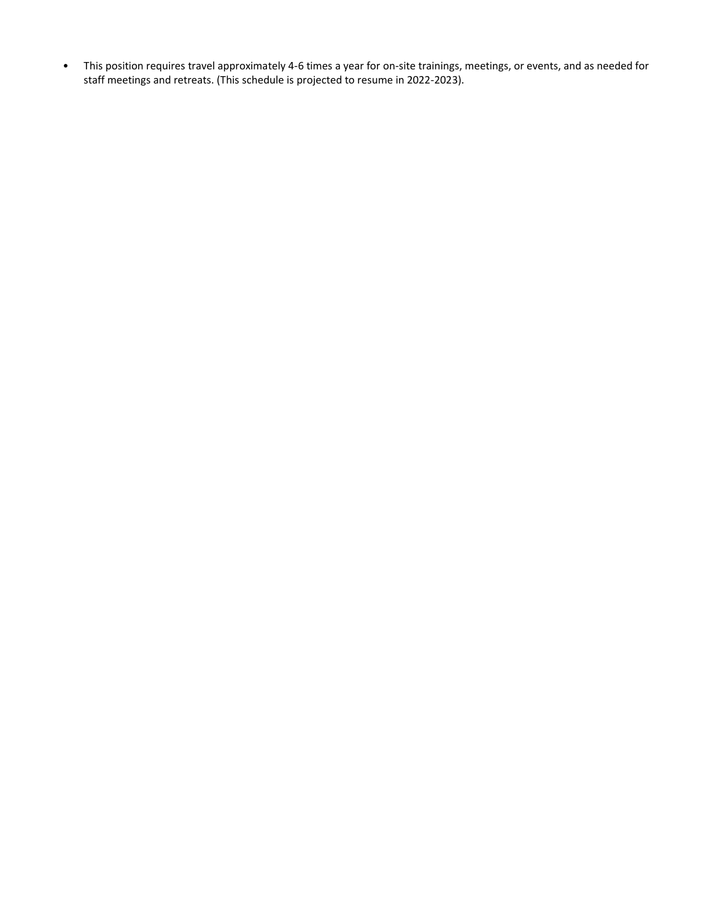- This position requires travel approximately 4-6 times a year for on-site trainings, meetings, or events, and as needed for staff meetings and retreats. (This schedule is projected to resume in 2022-2023).